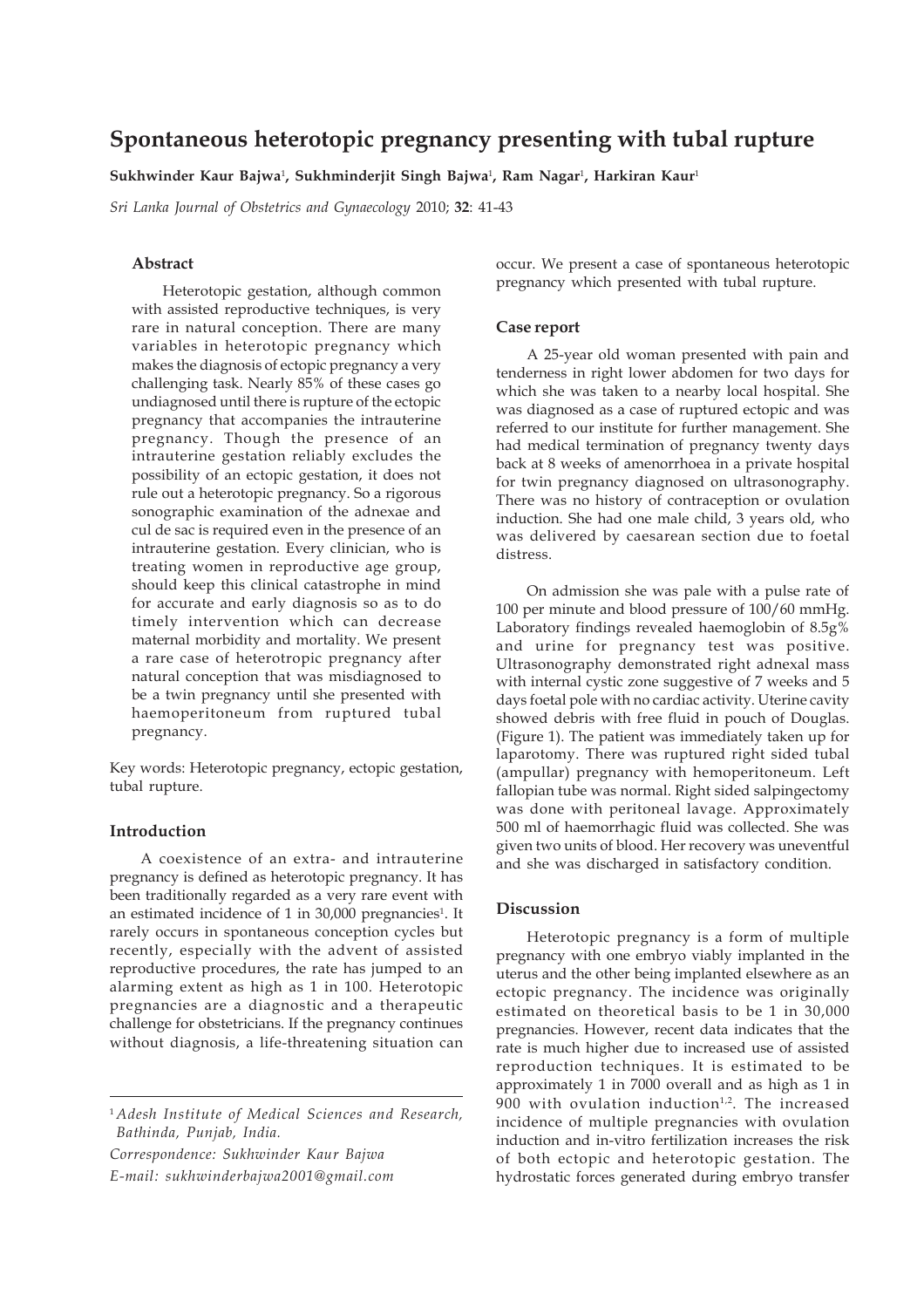# Spontaneous heterotopic pregnancy presenting with tubal rupture

**Sukhwinder Kaur Bajwa[1], Sukhminderjit Singh Bajwa[1], Ram Nagar[1], Harkiran Kaur[1]**

*Sri Lanka Journal of Obstetrics and Gynaecology* 2010; **32**: 41-43

### Abstract

Heterotopic gestation, although common with assisted reproductive techniques, is very rare in natural conception. There are many variables in heterotopic pregnancy which makes the diagnosis of ectopic pregnancy a very challenging task. Nearly 85% of these cases go undiagnosed until there is rupture of the ectopic pregnancy that accompanies the intrauterine pregnancy. Though the presence of an intrauterine gestation reliably excludes the possibility of an ectopic gestation, it does not rule out a heterotopic pregnancy. So a rigorous sonographic examination of the adnexae and cul de sac is required even in the presence of an intrauterine gestation. Every clinician, who is treating women in reproductive age group, should keep this clinical catastrophe in mind for accurate and early diagnosis so as to do timely intervention which can decrease maternal morbidity and mortality. We present a rare case of heterotropic pregnancy after natural conception that was misdiagnosed to be a twin pregnancy until she presented with haemoperitoneum from ruptured tubal pregnancy.

Key words: Heterotopic pregnancy, ectopic gestation, tubal rupture.

### Introduction

A coexistence of an extra- and intrauterine pregnancy is defined as heterotopic pregnancy. It has been traditionally regarded as a very rare event with an estimated incidence of 1 in 30,000 pregnancies[1]. It rarely occurs in spontaneous conception cycles but recently, especially with the advent of assisted reproductive procedures, the rate has jumped to an alarming extent as high as 1 in 100. Heterotopic pregnancies are a diagnostic and a therapeutic challenge for obstetricians. If the pregnancy continues without diagnosis, a life-threatening situation can occur. We present a case of spontaneous heterotopic pregnancy which presented with tubal rupture.

### Case report

A 25-year old woman presented with pain and tenderness in right lower abdomen for two days for which she was taken to a nearby local hospital. She was diagnosed as a case of ruptured ectopic and was referred to our institute for further management. She had medical termination of pregnancy twenty days back at 8 weeks of amenorrhoea in a private hospital for twin pregnancy diagnosed on ultrasonography. There was no history of contraception or ovulation induction. She had one male child, 3 years old, who was delivered by caesarean section due to foetal distress.

On admission she was pale with a pulse rate of 100 per minute and blood pressure of 100/60 mmHg. Laboratory findings revealed haemoglobin of 8.5g% and urine for pregnancy test was positive. Ultrasonography demonstrated right adnexal mass with internal cystic zone suggestive of 7 weeks and 5 days foetal pole with no cardiac activity. Uterine cavity showed debris with free fluid in pouch of Douglas. (Figure 1). The patient was immediately taken up for laparotomy. There was ruptured right sided tubal (ampullar) pregnancy with hemoperitoneum. Left fallopian tube was normal. Right sided salpingectomy was done with peritoneal lavage. Approximately 500 ml of haemorrhagic fluid was collected. She was given two units of blood. Her recovery was uneventful and she was discharged in satisfactory condition.

### Discussion

Heterotopic pregnancy is a form of multiple pregnancy with one embryo viably implanted in the uterus and the other being implanted elsewhere as an ectopic pregnancy. The incidence was originally estimated on theoretical basis to be 1 in 30,000 pregnancies. However, recent data indicates that the rate is much higher due to increased use of assisted reproduction techniques. It is estimated to be approximately 1 in 7000 overall and as high as 1 in 900 with ovulation induction[1,2]. The increased incidence of multiple pregnancies with ovulation induction and in-vitro fertilization increases the risk of both ectopic and heterotopic gestation. The hydrostatic forces generated during embryo transfer

---

[1] *Adesh Institute of Medical Sciences and Research, Bathinda, Punjab, India.*

*Correspondence: Sukhwinder Kaur Bajwa*

*E-mail: sukhwinderbajwa2001@gmail.com*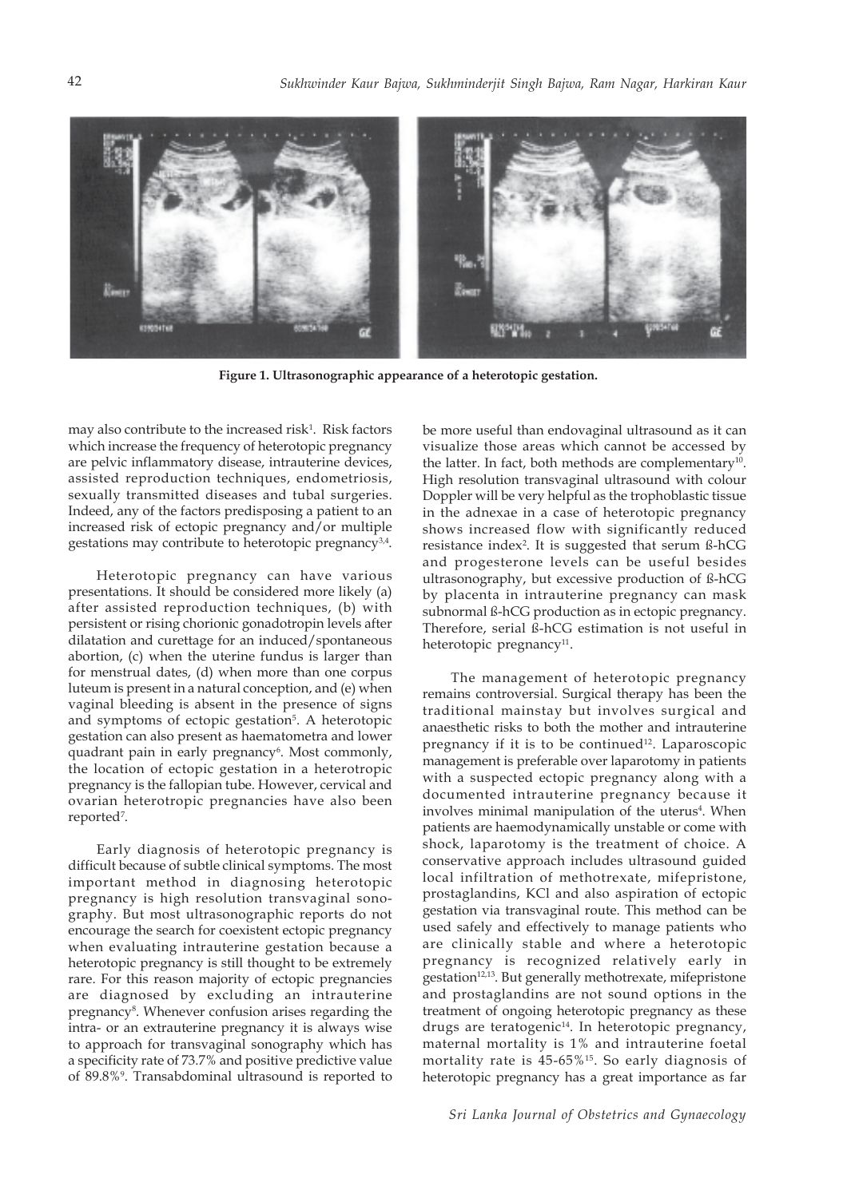**Figure 1. Ultrasonographic appearance of a heterotopic gestation.**

may also contribute to the increased risk[1]. Risk factors which increase the frequency of heterotopic pregnancy are pelvic inflammatory disease, intrauterine devices, assisted reproduction techniques, endometriosis, sexually transmitted diseases and tubal surgeries. Indeed, any of the factors predisposing a patient to an increased risk of ectopic pregnancy and/or multiple gestations may contribute to heterotopic pregnancy[3,4].

Heterotopic pregnancy can have various presentations. It should be considered more likely (a) after assisted reproduction techniques, (b) with persistent or rising chorionic gonadotropin levels after dilatation and curettage for an induced/spontaneous abortion, (c) when the uterine fundus is larger than for menstrual dates, (d) when more than one corpus luteum is present in a natural conception, and (e) when vaginal bleeding is absent in the presence of signs and symptoms of ectopic gestation[5]. A heterotopic gestation can also present as haematometra and lower quadrant pain in early pregnancy[6]. Most commonly, the location of ectopic gestation in a heterotropic pregnancy is the fallopian tube. However, cervical and ovarian heterotropic pregnancies have also been reported[7].

Early diagnosis of heterotopic pregnancy is difficult because of subtle clinical symptoms. The most important method in diagnosing heterotopic pregnancy is high resolution transvaginal sonography. But most ultrasonographic reports do not encourage the search for coexistent ectopic pregnancy when evaluating intrauterine gestation because a heterotopic pregnancy is still thought to be extremely rare. For this reason majority of ectopic pregnancies are diagnosed by excluding an intrauterine pregnancy[8]. Whenever confusion arises regarding the intra- or an extrauterine pregnancy it is always wise to approach for transvaginal sonography which has a specificity rate of 73.7% and positive predictive value of 89.8%[9]. Transabdominal ultrasound is reported to be more useful than endovaginal ultrasound as it can visualize those areas which cannot be accessed by the latter. In fact, both methods are complementary[10]. High resolution transvaginal ultrasound with colour Doppler will be very helpful as the trophoblastic tissue in the adnexae in a case of heterotopic pregnancy shows increased flow with significantly reduced resistance index[2]. It is suggested that serum ß-hCG and progesterone levels can be useful besides ultrasonography, but excessive production of ß-hCG by placenta in intrauterine pregnancy can mask subnormal ß-hCG production as in ectopic pregnancy. Therefore, serial ß-hCG estimation is not useful in heterotopic pregnancy[11].

The management of heterotopic pregnancy remains controversial. Surgical therapy has been the traditional mainstay but involves surgical and anaesthetic risks to both the mother and intrauterine pregnancy if it is to be continued[12]. Laparoscopic management is preferable over laparotomy in patients with a suspected ectopic pregnancy along with a documented intrauterine pregnancy because it involves minimal manipulation of the uterus[4]. When patients are haemodynamically unstable or come with shock, laparotomy is the treatment of choice. A conservative approach includes ultrasound guided local infiltration of methotrexate, mifepristone, prostaglandins, KCl and also aspiration of ectopic gestation via transvaginal route. This method can be used safely and effectively to manage patients who are clinically stable and where a heterotopic pregnancy is recognized relatively early in gestation[12,13]. But generally methotrexate, mifepristone and prostaglandins are not sound options in the treatment of ongoing heterotopic pregnancy as these drugs are teratogenic[14]. In heterotopic pregnancy, maternal mortality is 1% and intrauterine foetal mortality rate is 45-65%[15]. So early diagnosis of heterotopic pregnancy has a great importance as far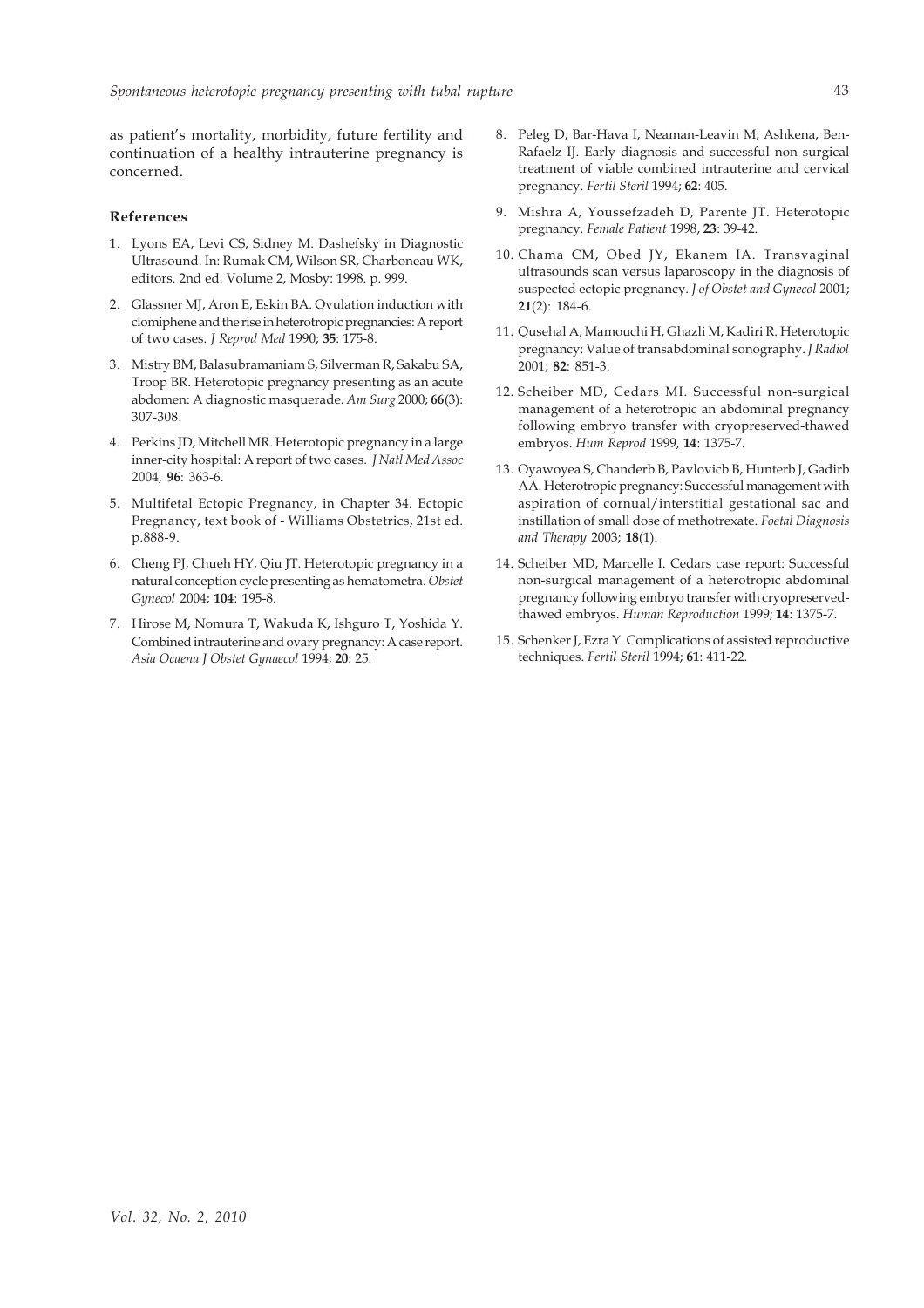as patient's mortality, morbidity, future fertility and continuation of a healthy intrauterine pregnancy is concerned.

### References

1. Lyons EA, Levi CS, Sidney M. Dashefsky in Diagnostic Ultrasound. In: Rumak CM, Wilson SR, Charboneau WK, editors. 2nd ed. Volume 2, Mosby: 1998. p. 999.
2. Glassner MJ, Aron E, Eskin BA. Ovulation induction with clomiphene and the rise in heterotropic pregnancies: A report of two cases. *J Reprod Med* 1990; **35**: 175-8.
3. Mistry BM, Balasubramaniam S, Silverman R, Sakabu SA, Troop BR. Heterotopic pregnancy presenting as an acute abdomen: A diagnostic masquerade. *Am Surg* 2000; **66**(3): 307-308.
4. Perkins JD, Mitchell MR. Heterotopic pregnancy in a large inner-city hospital: A report of two cases. *J Natl Med Assoc* 2004, **96**: 363-6.
5. Multifetal Ectopic Pregnancy, in Chapter 34. Ectopic Pregnancy, text book of - Williams Obstetrics, 21st ed. p.888-9.
6. Cheng PJ, Chueh HY, Qiu JT. Heterotopic pregnancy in a natural conception cycle presenting as hematometra. *Obstet Gynecol* 2004; **104**: 195-8.
7. Hirose M, Nomura T, Wakuda K, Ishguro T, Yoshida Y. Combined intrauterine and ovary pregnancy: A case report. *Asia Ocaena J Obstet Gynaecol* 1994; **20**: 25.
8. Peleg D, Bar-Hava I, Neaman-Leavin M, Ashkena, Ben-Rafaelz IJ. Early diagnosis and successful non surgical treatment of viable combined intrauterine and cervical pregnancy. *Fertil Steril* 1994; **62**: 405.
9. Mishra A, Youssefzadeh D, Parente JT. Heterotopic pregnancy. *Female Patient* 1998, **23**: 39-42.
10. Chama CM, Obed JY, Ekanem IA. Transvaginal ultrasounds scan versus laparoscopy in the diagnosis of suspected ectopic pregnancy. *J of Obstet and Gynecol* 2001; **21**(2): 184-6.
11. Qusehal A, Mamouchi H, Ghazli M, Kadiri R. Heterotopic pregnancy: Value of transabdominal sonography. *J Radiol* 2001; **82**: 851-3.
12. Scheiber MD, Cedars MI. Successful non-surgical management of a heterotropic an abdominal pregnancy following embryo transfer with cryopreserved-thawed embryos. *Hum Reprod* 1999, **14**: 1375-7.
13. Oyawoyea S, Chanderb B, Pavlovicb B, Hunterb J, Gadirb AA. Heterotropic pregnancy: Successful management with aspiration of cornual/interstitial gestational sac and instillation of small dose of methotrexate. *Foetal Diagnosis and Therapy* 2003; **18**(1).
14. Scheiber MD, Marcelle I. Cedars case report: Successful non-surgical management of a heterotropic abdominal pregnancy following embryo transfer with cryopreserved-thawed embryos. *Human Reproduction* 1999; **14**: 1375-7.
15. Schenker J, Ezra Y. Complications of assisted reproductive techniques. *Fertil Steril* 1994; **61**: 411-22.